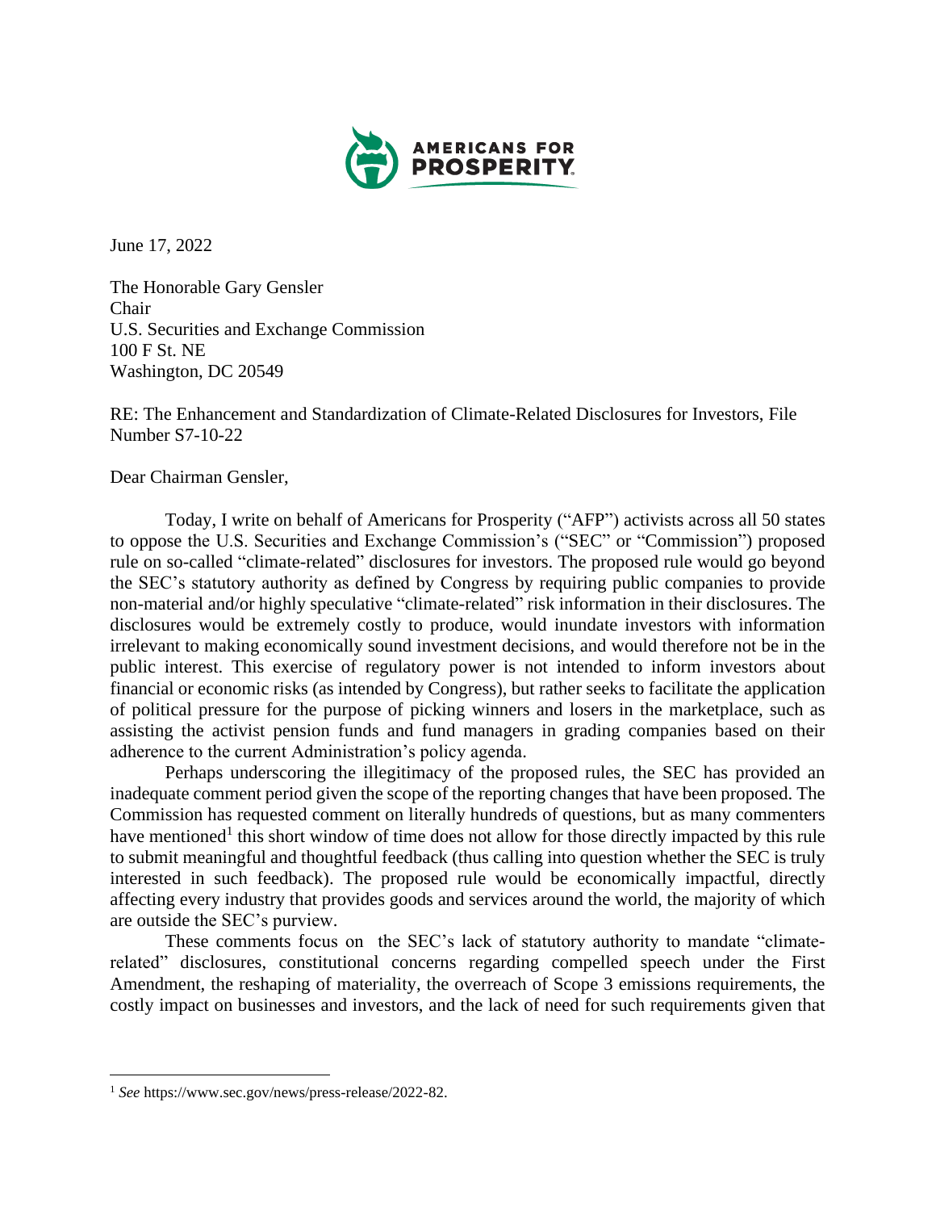AMERICANS FOR PROSPERITY

June 17, 2022

The Honorable Gary Gensler
Chair
U.S. Securities and Exchange Commission
100 F St. NE
Washington, DC 20549

RE: The Enhancement and Standardization of Climate-Related Disclosures for Investors, File Number S7-10-22

Dear Chairman Gensler,

Today, I write on behalf of Americans for Prosperity ("AFP") activists across all 50 states to oppose the U.S. Securities and Exchange Commission's ("SEC" or "Commission") proposed rule on so-called "climate-related" disclosures for investors. The proposed rule would go beyond the SEC's statutory authority as defined by Congress by requiring public companies to provide non-material and/or highly speculative "climate-related" risk information in their disclosures. The disclosures would be extremely costly to produce, would inundate investors with information irrelevant to making economically sound investment decisions, and would therefore not be in the public interest. This exercise of regulatory power is not intended to inform investors about financial or economic risks (as intended by Congress), but rather seeks to facilitate the application of political pressure for the purpose of picking winners and losers in the marketplace, such as assisting the activist pension funds and fund managers in grading companies based on their adherence to the current Administration's policy agenda.

Perhaps underscoring the illegitimacy of the proposed rules, the SEC has provided an inadequate comment period given the scope of the reporting changes that have been proposed. The Commission has requested comment on literally hundreds of questions, but as many commenters have mentioned[1] this short window of time does not allow for those directly impacted by this rule to submit meaningful and thoughtful feedback (thus calling into question whether the SEC is truly interested in such feedback). The proposed rule would be economically impactful, directly affecting every industry that provides goods and services around the world, the majority of which are outside the SEC's purview.

These comments focus on the SEC's lack of statutory authority to mandate "climate-related" disclosures, constitutional concerns regarding compelled speech under the First Amendment, the reshaping of materiality, the overreach of Scope 3 emissions requirements, the costly impact on businesses and investors, and the lack of need for such requirements given that

---

[1] *See* https://www.sec.gov/news/press-release/2022-82.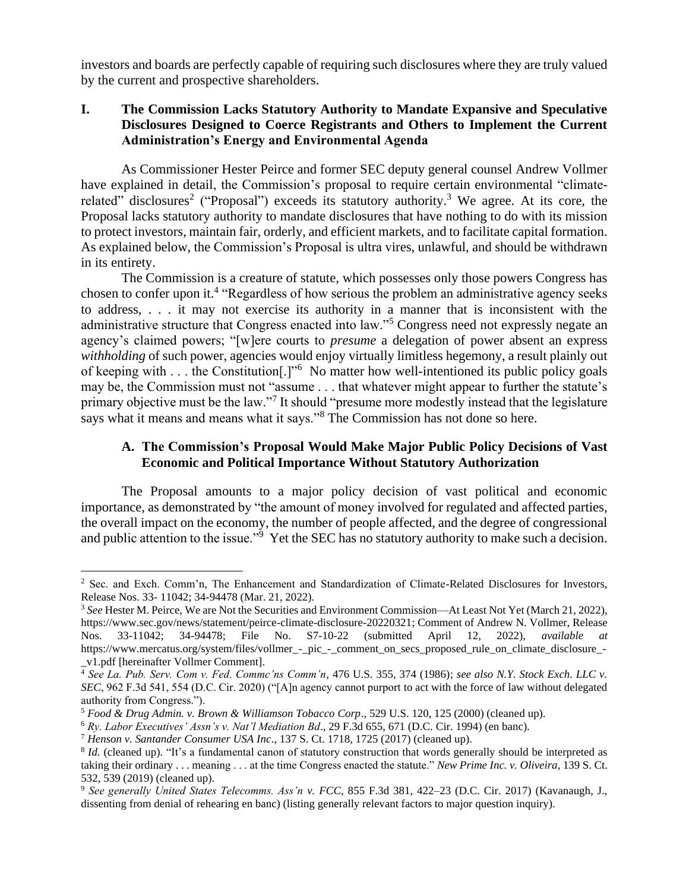investors and boards are perfectly capable of requiring such disclosures where they are truly valued by the current and prospective shareholders.

## I. The Commission Lacks Statutory Authority to Mandate Expansive and Speculative Disclosures Designed to Coerce Registrants and Others to Implement the Current Administration's Energy and Environmental Agenda

As Commissioner Hester Peirce and former SEC deputy general counsel Andrew Vollmer have explained in detail, the Commission's proposal to require certain environmental "climate-related" disclosures[2] ("Proposal") exceeds its statutory authority.[3] We agree. At its core, the Proposal lacks statutory authority to mandate disclosures that have nothing to do with its mission to protect investors, maintain fair, orderly, and efficient markets, and to facilitate capital formation. As explained below, the Commission's Proposal is ultra vires, unlawful, and should be withdrawn in its entirety.

The Commission is a creature of statute, which possesses only those powers Congress has chosen to confer upon it.[4] "Regardless of how serious the problem an administrative agency seeks to address, . . . it may not exercise its authority in a manner that is inconsistent with the administrative structure that Congress enacted into law."[5] Congress need not expressly negate an agency's claimed powers; "[w]ere courts to *presume* a delegation of power absent an express *withholding* of such power, agencies would enjoy virtually limitless hegemony, a result plainly out of keeping with . . . the Constitution[.]"[6] No matter how well-intentioned its public policy goals may be, the Commission must not "assume . . . that whatever might appear to further the statute's primary objective must be the law."[7] It should "presume more modestly instead that the legislature says what it means and means what it says."[8] The Commission has not done so here.

### A. The Commission's Proposal Would Make Major Public Policy Decisions of Vast Economic and Political Importance Without Statutory Authorization

The Proposal amounts to a major policy decision of vast political and economic importance, as demonstrated by "the amount of money involved for regulated and affected parties, the overall impact on the economy, the number of people affected, and the degree of congressional and public attention to the issue."[9] Yet the SEC has no statutory authority to make such a decision.

---

[2] Sec. and Exch. Comm'n, The Enhancement and Standardization of Climate-Related Disclosures for Investors, Release Nos. 33- 11042; 34-94478 (Mar. 21, 2022).

[3] *See* Hester M. Peirce, We are Not the Securities and Environment Commission—At Least Not Yet (March 21, 2022), https://www.sec.gov/news/statement/peirce-climate-disclosure-20220321; Comment of Andrew N. Vollmer, Release Nos. 33-11042; 34-94478; File No. S7-10-22 (submitted April 12, 2022), *available at* https://www.mercatus.org/system/files/vollmer_-_pic_-_comment_on_secs_proposed_rule_on_climate_disclosure_-_v1.pdf [hereinafter Vollmer Comment].

[4] *See La. Pub. Serv. Com v. Fed. Commc'ns Comm'n*, 476 U.S. 355, 374 (1986); *see also N.Y. Stock Exch. LLC v. SEC*, 962 F.3d 541, 554 (D.C. Cir. 2020) ("[A]n agency cannot purport to act with the force of law without delegated authority from Congress.").

[5] *Food & Drug Admin. v. Brown & Williamson Tobacco Corp*., 529 U.S. 120, 125 (2000) (cleaned up).

[6] *Ry. Labor Executives' Assn's v. Nat'l Mediation Bd*., 29 F.3d 655, 671 (D.C. Cir. 1994) (en banc).

[7] *Henson v. Santander Consumer USA Inc*., 137 S. Ct. 1718, 1725 (2017) (cleaned up).

[8] *Id.* (cleaned up). "It's a fundamental canon of statutory construction that words generally should be interpreted as taking their ordinary . . . meaning . . . at the time Congress enacted the statute." *New Prime Inc. v. Oliveira*, 139 S. Ct. 532, 539 (2019) (cleaned up).

[9] *See generally United States Telecomms. Ass'n v. FCC*, 855 F.3d 381, 422–23 (D.C. Cir. 2017) (Kavanaugh, J., dissenting from denial of rehearing en banc) (listing generally relevant factors to major question inquiry).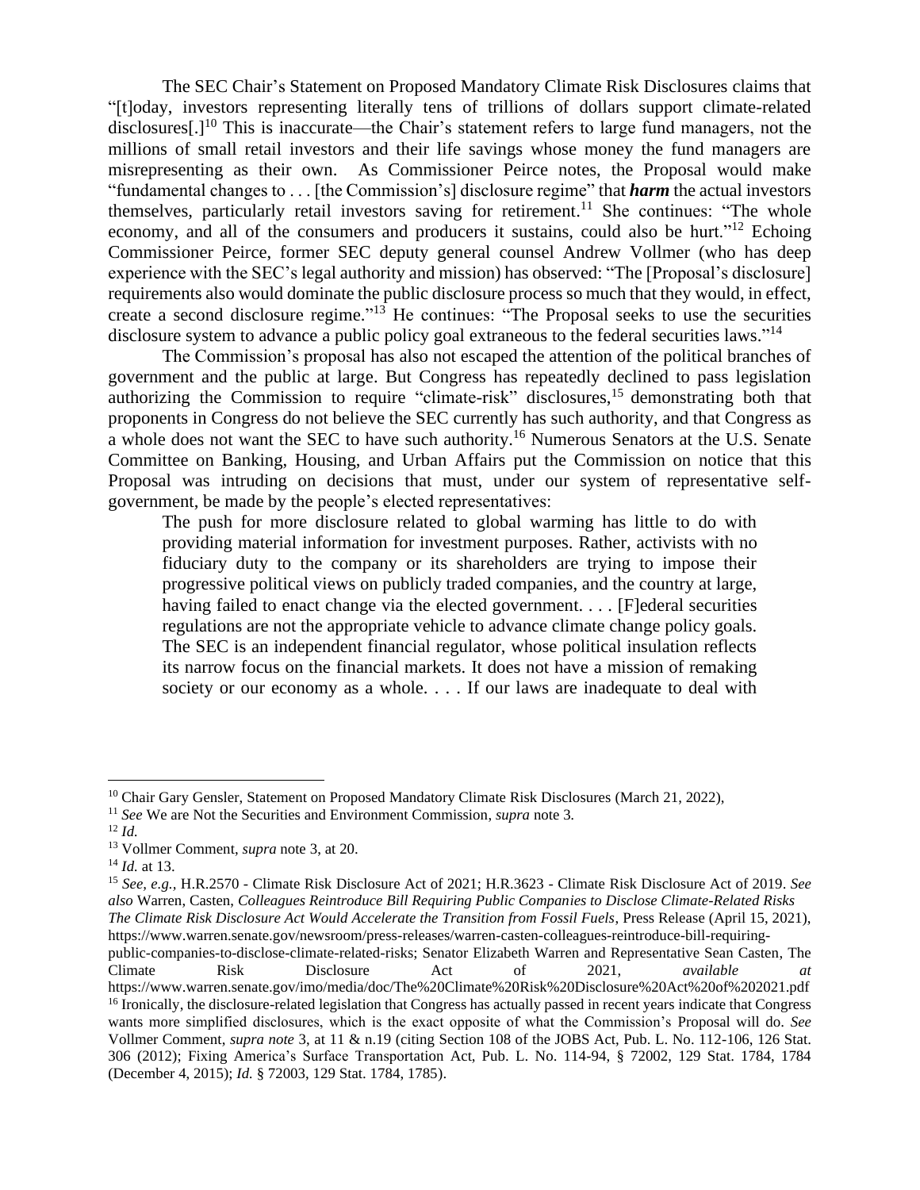The SEC Chair's Statement on Proposed Mandatory Climate Risk Disclosures claims that "[t]oday, investors representing literally tens of trillions of dollars support climate-related disclosures[.][10] This is inaccurate—the Chair's statement refers to large fund managers, not the millions of small retail investors and their life savings whose money the fund managers are misrepresenting as their own. As Commissioner Peirce notes, the Proposal would make "fundamental changes to . . . [the Commission's] disclosure regime" that ***harm*** the actual investors themselves, particularly retail investors saving for retirement.[11] She continues: "The whole economy, and all of the consumers and producers it sustains, could also be hurt."[12] Echoing Commissioner Peirce, former SEC deputy general counsel Andrew Vollmer (who has deep experience with the SEC's legal authority and mission) has observed: "The [Proposal's disclosure] requirements also would dominate the public disclosure process so much that they would, in effect, create a second disclosure regime."[13] He continues: "The Proposal seeks to use the securities disclosure system to advance a public policy goal extraneous to the federal securities laws."[14]

The Commission's proposal has also not escaped the attention of the political branches of government and the public at large. But Congress has repeatedly declined to pass legislation authorizing the Commission to require "climate-risk" disclosures,[15] demonstrating both that proponents in Congress do not believe the SEC currently has such authority, and that Congress as a whole does not want the SEC to have such authority.[16] Numerous Senators at the U.S. Senate Committee on Banking, Housing, and Urban Affairs put the Commission on notice that this Proposal was intruding on decisions that must, under our system of representative self-government, be made by the people's elected representatives:

> The push for more disclosure related to global warming has little to do with providing material information for investment purposes. Rather, activists with no fiduciary duty to the company or its shareholders are trying to impose their progressive political views on publicly traded companies, and the country at large, having failed to enact change via the elected government. . . . [F]ederal securities regulations are not the appropriate vehicle to advance climate change policy goals. The SEC is an independent financial regulator, whose political insulation reflects its narrow focus on the financial markets. It does not have a mission of remaking society or our economy as a whole. . . . If our laws are inadequate to deal with

---

[10] Chair Gary Gensler, Statement on Proposed Mandatory Climate Risk Disclosures (March 21, 2022),

[11] *See* We are Not the Securities and Environment Commission, *supra* note 3.

[12] *Id.*

[13] Vollmer Comment, *supra* note 3, at 20.

[14] *Id.* at 13.

[15] *See, e.g.*, H.R.2570 - Climate Risk Disclosure Act of 2021; H.R.3623 - Climate Risk Disclosure Act of 2019. *See also* Warren, Casten, *Colleagues Reintroduce Bill Requiring Public Companies to Disclose Climate-Related Risks The Climate Risk Disclosure Act Would Accelerate the Transition from Fossil Fuels*, Press Release (April 15, 2021), https://www.warren.senate.gov/newsroom/press-releases/warren-casten-colleagues-reintroduce-bill-requiring-public-companies-to-disclose-climate-related-risks; Senator Elizabeth Warren and Representative Sean Casten, The Climate Risk Disclosure Act of 2021, *available at* https://www.warren.senate.gov/imo/media/doc/The%20Climate%20Risk%20Disclosure%20Act%20of%202021.pdf

[16] Ironically, the disclosure-related legislation that Congress has actually passed in recent years indicate that Congress wants more simplified disclosures, which is the exact opposite of what the Commission's Proposal will do. *See* Vollmer Comment, *supra note* 3, at 11 & n.19 (citing Section 108 of the JOBS Act, Pub. L. No. 112-106, 126 Stat. 306 (2012); Fixing America's Surface Transportation Act, Pub. L. No. 114-94, § 72002, 129 Stat. 1784, 1784 (December 4, 2015); *Id.* § 72003, 129 Stat. 1784, 1785).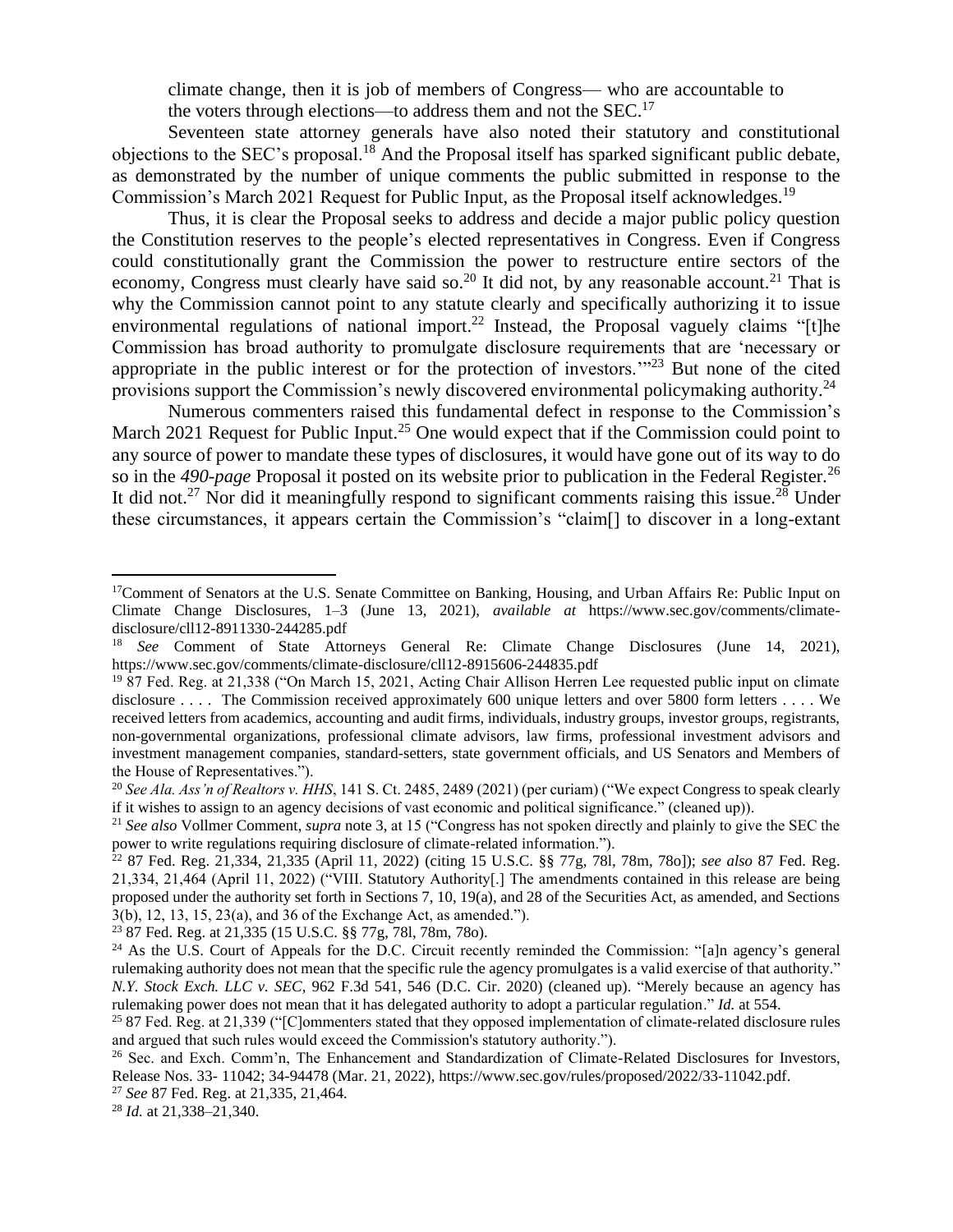climate change, then it is job of members of Congress— who are accountable to the voters through elections—to address them and not the SEC.[17]

Seventeen state attorney generals have also noted their statutory and constitutional objections to the SEC's proposal.[18] And the Proposal itself has sparked significant public debate, as demonstrated by the number of unique comments the public submitted in response to the Commission's March 2021 Request for Public Input, as the Proposal itself acknowledges.[19]

Thus, it is clear the Proposal seeks to address and decide a major public policy question the Constitution reserves to the people's elected representatives in Congress. Even if Congress could constitutionally grant the Commission the power to restructure entire sectors of the economy, Congress must clearly have said so.[20] It did not, by any reasonable account.[21] That is why the Commission cannot point to any statute clearly and specifically authorizing it to issue environmental regulations of national import.[22] Instead, the Proposal vaguely claims "[t]he Commission has broad authority to promulgate disclosure requirements that are 'necessary or appropriate in the public interest or for the protection of investors.'"[23] But none of the cited provisions support the Commission's newly discovered environmental policymaking authority.[24]

Numerous commenters raised this fundamental defect in response to the Commission's March 2021 Request for Public Input.[25] One would expect that if the Commission could point to any source of power to mandate these types of disclosures, it would have gone out of its way to do so in the ***490-page*** Proposal it posted on its website prior to publication in the Federal Register.[26] It did not.[27] Nor did it meaningfully respond to significant comments raising this issue.[28] Under these circumstances, it appears certain the Commission's "claim[] to discover in a long-extant

---

[17] Comment of Senators at the U.S. Senate Committee on Banking, Housing, and Urban Affairs Re: Public Input on Climate Change Disclosures, 1–3 (June 13, 2021), *available at* https://www.sec.gov/comments/climate-disclosure/cll12-8911330-244285.pdf

[18] *See* Comment of State Attorneys General Re: Climate Change Disclosures (June 14, 2021), https://www.sec.gov/comments/climate-disclosure/cll12-8915606-244835.pdf

[19] 87 Fed. Reg. at 21,338 ("On March 15, 2021, Acting Chair Allison Herren Lee requested public input on climate disclosure . . . . The Commission received approximately 600 unique letters and over 5800 form letters . . . . We received letters from academics, accounting and audit firms, individuals, industry groups, investor groups, registrants, non-governmental organizations, professional climate advisors, law firms, professional investment advisors and investment management companies, standard-setters, state government officials, and US Senators and Members of the House of Representatives.").

[20] *See Ala. Ass'n of Realtors v. HHS*, 141 S. Ct. 2485, 2489 (2021) (per curiam) ("We expect Congress to speak clearly if it wishes to assign to an agency decisions of vast economic and political significance." (cleaned up)).

[21] *See also* Vollmer Comment, *supra* note 3, at 15 ("Congress has not spoken directly and plainly to give the SEC the power to write regulations requiring disclosure of climate-related information.").

[22] 87 Fed. Reg. 21,334, 21,335 (April 11, 2022) (citing 15 U.S.C. §§ 77g, 78l, 78m, 78o]); *see also* 87 Fed. Reg. 21,334, 21,464 (April 11, 2022) ("VIII. Statutory Authority[.] The amendments contained in this release are being proposed under the authority set forth in Sections 7, 10, 19(a), and 28 of the Securities Act, as amended, and Sections 3(b), 12, 13, 15, 23(a), and 36 of the Exchange Act, as amended.").

[23] 87 Fed. Reg. at 21,335 (15 U.S.C. §§ 77g, 78l, 78m, 78o).

[24] As the U.S. Court of Appeals for the D.C. Circuit recently reminded the Commission: "[a]n agency's general rulemaking authority does not mean that the specific rule the agency promulgates is a valid exercise of that authority." *N.Y. Stock Exch. LLC v. SEC*, 962 F.3d 541, 546 (D.C. Cir. 2020) (cleaned up). "Merely because an agency has rulemaking power does not mean that it has delegated authority to adopt a particular regulation." *Id.* at 554.

[25] 87 Fed. Reg. at 21,339 ("[C]ommenters stated that they opposed implementation of climate-related disclosure rules and argued that such rules would exceed the Commission's statutory authority.").

[26] Sec. and Exch. Comm'n, The Enhancement and Standardization of Climate-Related Disclosures for Investors, Release Nos. 33- 11042; 34-94478 (Mar. 21, 2022), https://www.sec.gov/rules/proposed/2022/33-11042.pdf.

[27] *See* 87 Fed. Reg. at 21,335, 21,464.

[28] *Id.* at 21,338–21,340.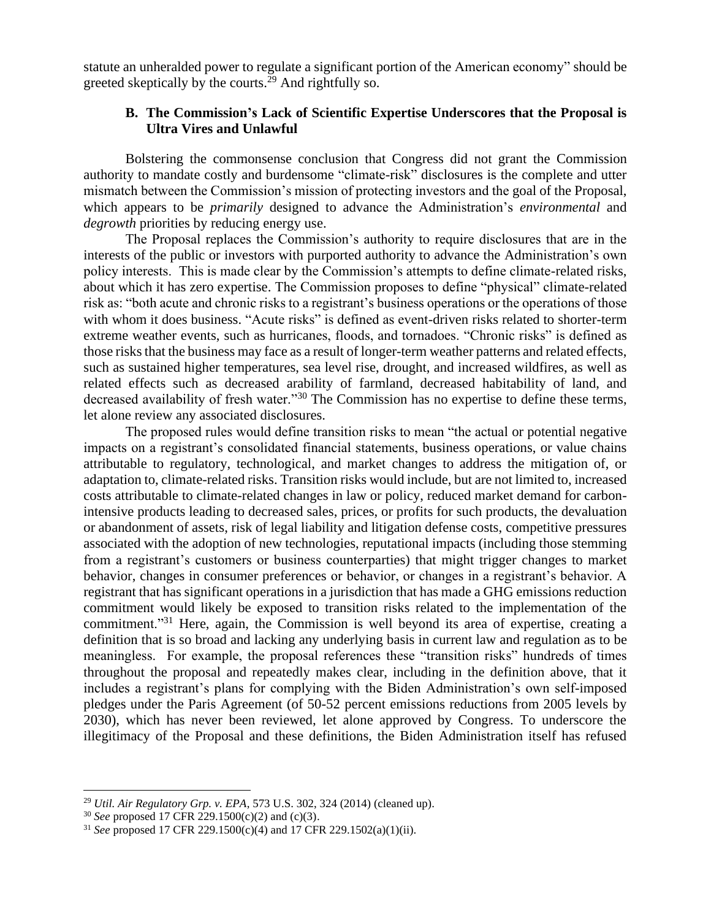statute an unheralded power to regulate a significant portion of the American economy" should be greeted skeptically by the courts.[29] And rightfully so.

### B. The Commission's Lack of Scientific Expertise Underscores that the Proposal is Ultra Vires and Unlawful

Bolstering the commonsense conclusion that Congress did not grant the Commission authority to mandate costly and burdensome "climate-risk" disclosures is the complete and utter mismatch between the Commission's mission of protecting investors and the goal of the Proposal, which appears to be *primarily* designed to advance the Administration's *environmental* and *degrowth* priorities by reducing energy use.

The Proposal replaces the Commission's authority to require disclosures that are in the interests of the public or investors with purported authority to advance the Administration's own policy interests. This is made clear by the Commission's attempts to define climate-related risks, about which it has zero expertise. The Commission proposes to define "physical" climate-related risk as: "both acute and chronic risks to a registrant's business operations or the operations of those with whom it does business. "Acute risks" is defined as event-driven risks related to shorter-term extreme weather events, such as hurricanes, floods, and tornadoes. "Chronic risks" is defined as those risks that the business may face as a result of longer-term weather patterns and related effects, such as sustained higher temperatures, sea level rise, drought, and increased wildfires, as well as related effects such as decreased arability of farmland, decreased habitability of land, and decreased availability of fresh water."[30] The Commission has no expertise to define these terms, let alone review any associated disclosures.

The proposed rules would define transition risks to mean "the actual or potential negative impacts on a registrant's consolidated financial statements, business operations, or value chains attributable to regulatory, technological, and market changes to address the mitigation of, or adaptation to, climate-related risks. Transition risks would include, but are not limited to, increased costs attributable to climate-related changes in law or policy, reduced market demand for carbon-intensive products leading to decreased sales, prices, or profits for such products, the devaluation or abandonment of assets, risk of legal liability and litigation defense costs, competitive pressures associated with the adoption of new technologies, reputational impacts (including those stemming from a registrant's customers or business counterparties) that might trigger changes to market behavior, changes in consumer preferences or behavior, or changes in a registrant's behavior. A registrant that has significant operations in a jurisdiction that has made a GHG emissions reduction commitment would likely be exposed to transition risks related to the implementation of the commitment."[31] Here, again, the Commission is well beyond its area of expertise, creating a definition that is so broad and lacking any underlying basis in current law and regulation as to be meaningless. For example, the proposal references these "transition risks" hundreds of times throughout the proposal and repeatedly makes clear, including in the definition above, that it includes a registrant's plans for complying with the Biden Administration's own self-imposed pledges under the Paris Agreement (of 50-52 percent emissions reductions from 2005 levels by 2030), which has never been reviewed, let alone approved by Congress. To underscore the illegitimacy of the Proposal and these definitions, the Biden Administration itself has refused

---

[29] *Util. Air Regulatory Grp. v. EPA*, 573 U.S. 302, 324 (2014) (cleaned up).

[30] *See* proposed 17 CFR 229.1500(c)(2) and (c)(3).

[31] *See* proposed 17 CFR 229.1500(c)(4) and 17 CFR 229.1502(a)(1)(ii).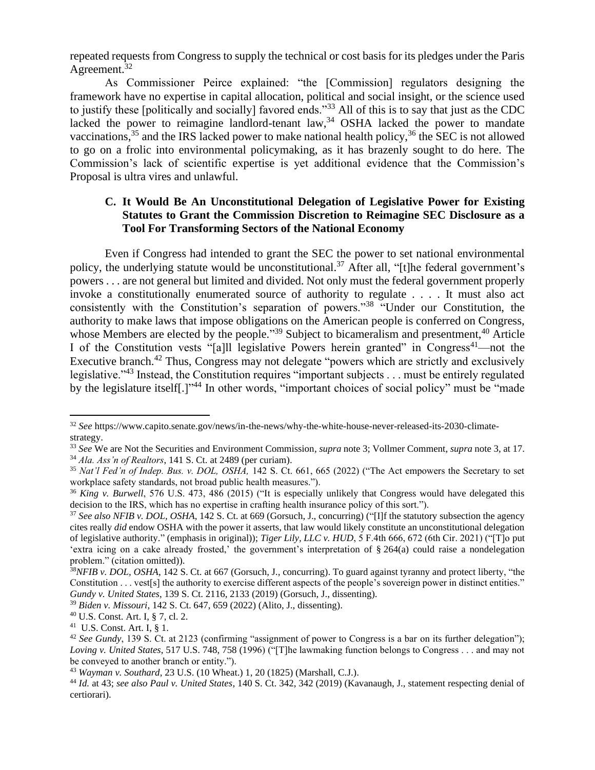repeated requests from Congress to supply the technical or cost basis for its pledges under the Paris Agreement.[32]

As Commissioner Peirce explained: "the [Commission] regulators designing the framework have no expertise in capital allocation, political and social insight, or the science used to justify these [politically and socially] favored ends."[33] All of this is to say that just as the CDC lacked the power to reimagine landlord-tenant law,[34] OSHA lacked the power to mandate vaccinations,[35] and the IRS lacked power to make national health policy,[36] the SEC is not allowed to go on a frolic into environmental policymaking, as it has brazenly sought to do here. The Commission's lack of scientific expertise is yet additional evidence that the Commission's Proposal is ultra vires and unlawful.

### C. It Would Be An Unconstitutional Delegation of Legislative Power for Existing Statutes to Grant the Commission Discretion to Reimagine SEC Disclosure as a Tool For Transforming Sectors of the National Economy

Even if Congress had intended to grant the SEC the power to set national environmental policy, the underlying statute would be unconstitutional.[37] After all, "[t]he federal government's powers . . . are not general but limited and divided. Not only must the federal government properly invoke a constitutionally enumerated source of authority to regulate . . . . It must also act consistently with the Constitution's separation of powers."[38] "Under our Constitution, the authority to make laws that impose obligations on the American people is conferred on Congress, whose Members are elected by the people."[39] Subject to bicameralism and presentment,[40] Article I of the Constitution vests "[a]ll legislative Powers herein granted" in Congress[41]—not the Executive branch.[42] Thus, Congress may not delegate "powers which are strictly and exclusively legislative."[43] Instead, the Constitution requires "important subjects . . . must be entirely regulated by the legislature itself[.]"[44] In other words, "important choices of social policy" must be "made

---

[32] *See* https://www.capito.senate.gov/news/in-the-news/why-the-white-house-never-released-its-2030-climate-strategy.

[33] *See* We are Not the Securities and Environment Commission, *supra* note 3; Vollmer Comment, *supra* note 3, at 17.

[34] *Ala. Ass'n of Realtors*, 141 S. Ct. at 2489 (per curiam).

[35] *Nat'l Fed'n of Indep. Bus. v. DOL, OSHA,* 142 S. Ct. 661, 665 (2022) ("The Act empowers the Secretary to set workplace safety standards, not broad public health measures.").

[36] *King v. Burwell*, 576 U.S. 473, 486 (2015) ("It is especially unlikely that Congress would have delegated this decision to the IRS, which has no expertise in crafting health insurance policy of this sort.").

[37] *See also NFIB v. DOL, OSHA*, 142 S. Ct. at 669 (Gorsuch, J., concurring) ("[I]f the statutory subsection the agency cites really *did* endow OSHA with the power it asserts, that law would likely constitute an unconstitutional delegation of legislative authority." (emphasis in original)); *Tiger Lily, LLC v. HUD*, 5 F.4th 666, 672 (6th Cir. 2021) ("[T]o put 'extra icing on a cake already frosted,' the government's interpretation of § 264(a) could raise a nondelegation problem." (citation omitted)).

[38] *NFIB v. DOL, OSHA*, 142 S. Ct. at 667 (Gorsuch, J., concurring). To guard against tyranny and protect liberty, "the Constitution . . . vest[s] the authority to exercise different aspects of the people's sovereign power in distinct entities." *Gundy v. United States*, 139 S. Ct. 2116, 2133 (2019) (Gorsuch, J., dissenting).

[39] *Biden v. Missouri*, 142 S. Ct. 647, 659 (2022) (Alito, J., dissenting).

[40] U.S. Const. Art. I, § 7, cl. 2.

[41] U.S. Const. Art. I, § 1.

[42] *See Gundy*, 139 S. Ct. at 2123 (confirming "assignment of power to Congress is a bar on its further delegation"); *Loving v. United States*, 517 U.S. 748, 758 (1996) ("[T]he lawmaking function belongs to Congress . . . and may not be conveyed to another branch or entity.").

[43] *Wayman v. Southard*, 23 U.S. (10 Wheat.) 1, 20 (1825) (Marshall, C.J.).

[44] *Id.* at 43; *see also Paul v. United States*, 140 S. Ct. 342, 342 (2019) (Kavanaugh, J., statement respecting denial of certiorari).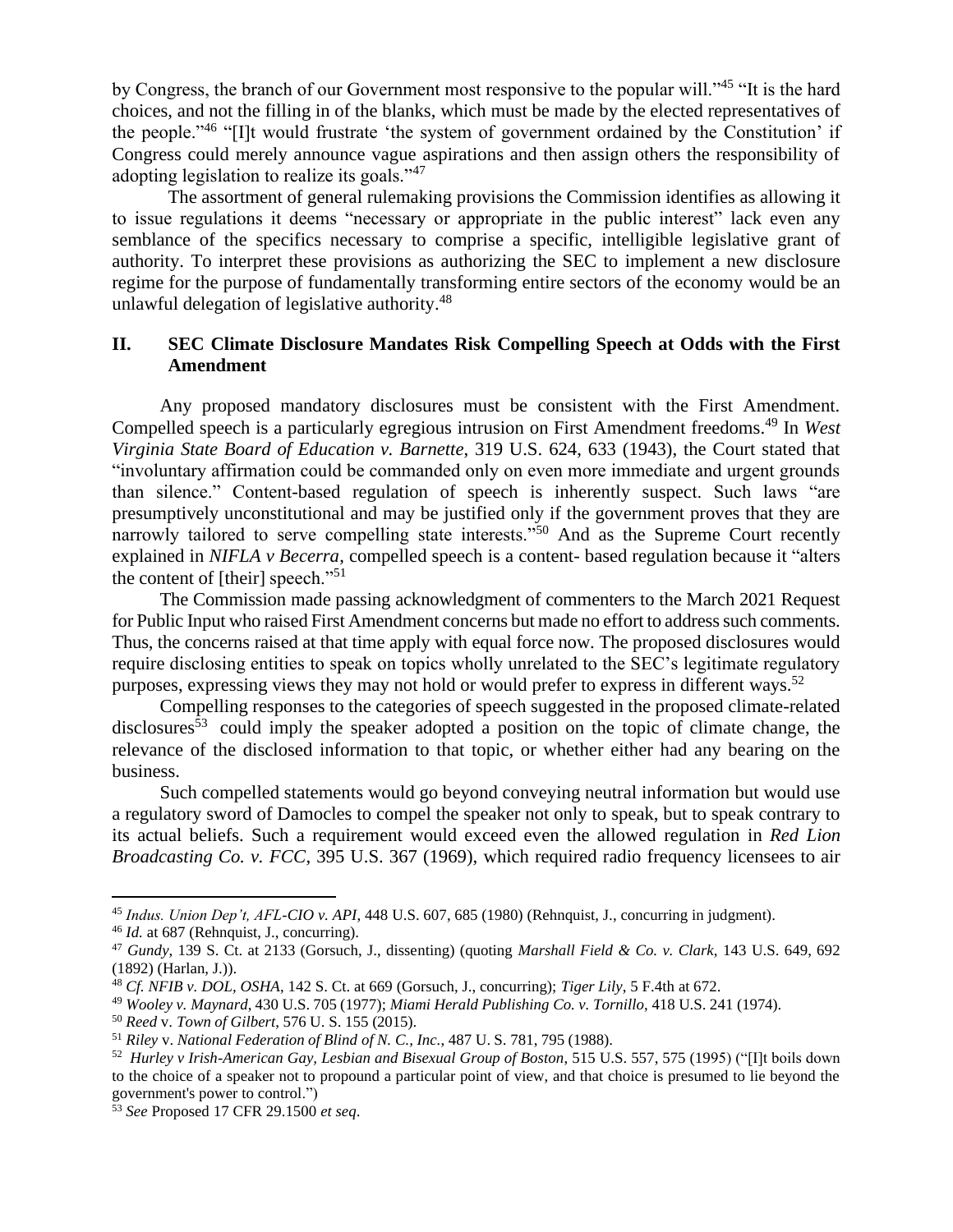by Congress, the branch of our Government most responsive to the popular will."[45] "It is the hard choices, and not the filling in of the blanks, which must be made by the elected representatives of the people."[46] "[I]t would frustrate 'the system of government ordained by the Constitution' if Congress could merely announce vague aspirations and then assign others the responsibility of adopting legislation to realize its goals."[47]

The assortment of general rulemaking provisions the Commission identifies as allowing it to issue regulations it deems "necessary or appropriate in the public interest" lack even any semblance of the specifics necessary to comprise a specific, intelligible legislative grant of authority. To interpret these provisions as authorizing the SEC to implement a new disclosure regime for the purpose of fundamentally transforming entire sectors of the economy would be an unlawful delegation of legislative authority.[48]

## II. SEC Climate Disclosure Mandates Risk Compelling Speech at Odds with the First Amendment

Any proposed mandatory disclosures must be consistent with the First Amendment. Compelled speech is a particularly egregious intrusion on First Amendment freedoms.[49] In *West Virginia State Board of Education v. Barnette*, 319 U.S. 624, 633 (1943), the Court stated that "involuntary affirmation could be commanded only on even more immediate and urgent grounds than silence." Content-based regulation of speech is inherently suspect. Such laws "are presumptively unconstitutional and may be justified only if the government proves that they are narrowly tailored to serve compelling state interests."[50] And as the Supreme Court recently explained in *NIFLA v Becerra*, compelled speech is a content- based regulation because it "alters the content of [their] speech."[51]

The Commission made passing acknowledgment of commenters to the March 2021 Request for Public Input who raised First Amendment concerns but made no effort to address such comments. Thus, the concerns raised at that time apply with equal force now. The proposed disclosures would require disclosing entities to speak on topics wholly unrelated to the SEC's legitimate regulatory purposes, expressing views they may not hold or would prefer to express in different ways.[52]

Compelling responses to the categories of speech suggested in the proposed climate-related disclosures[53] could imply the speaker adopted a position on the topic of climate change, the relevance of the disclosed information to that topic, or whether either had any bearing on the business.

Such compelled statements would go beyond conveying neutral information but would use a regulatory sword of Damocles to compel the speaker not only to speak, but to speak contrary to its actual beliefs. Such a requirement would exceed even the allowed regulation in *Red Lion Broadcasting Co. v. FCC*, 395 U.S. 367 (1969), which required radio frequency licensees to air

---

[45] *Indus. Union Dep't, AFL-CIO v. API*, 448 U.S. 607, 685 (1980) (Rehnquist, J., concurring in judgment).

[46] *Id.* at 687 (Rehnquist, J., concurring).

[47] *Gundy*, 139 S. Ct. at 2133 (Gorsuch, J., dissenting) (quoting *Marshall Field & Co. v. Clark*, 143 U.S. 649, 692 (1892) (Harlan, J.)).

[48] *Cf. NFIB v. DOL, OSHA*, 142 S. Ct. at 669 (Gorsuch, J., concurring); *Tiger Lily*, 5 F.4th at 672.

[49] *Wooley v. Maynard*, 430 U.S. 705 (1977); *Miami Herald Publishing Co. v. Tornillo*, 418 U.S. 241 (1974).

[50] *Reed* v. *Town of Gilbert*, 576 U. S. 155 (2015).

[51] *Riley* v. *National Federation of Blind of N. C., Inc.*, 487 U. S. 781, 795 (1988).

[52] *Hurley v Irish-American Gay, Lesbian and Bisexual Group of Boston*, 515 U.S. 557, 575 (1995) ("[I]t boils down to the choice of a speaker not to propound a particular point of view, and that choice is presumed to lie beyond the government's power to control.")

[53] *See* Proposed 17 CFR 29.1500 *et seq*.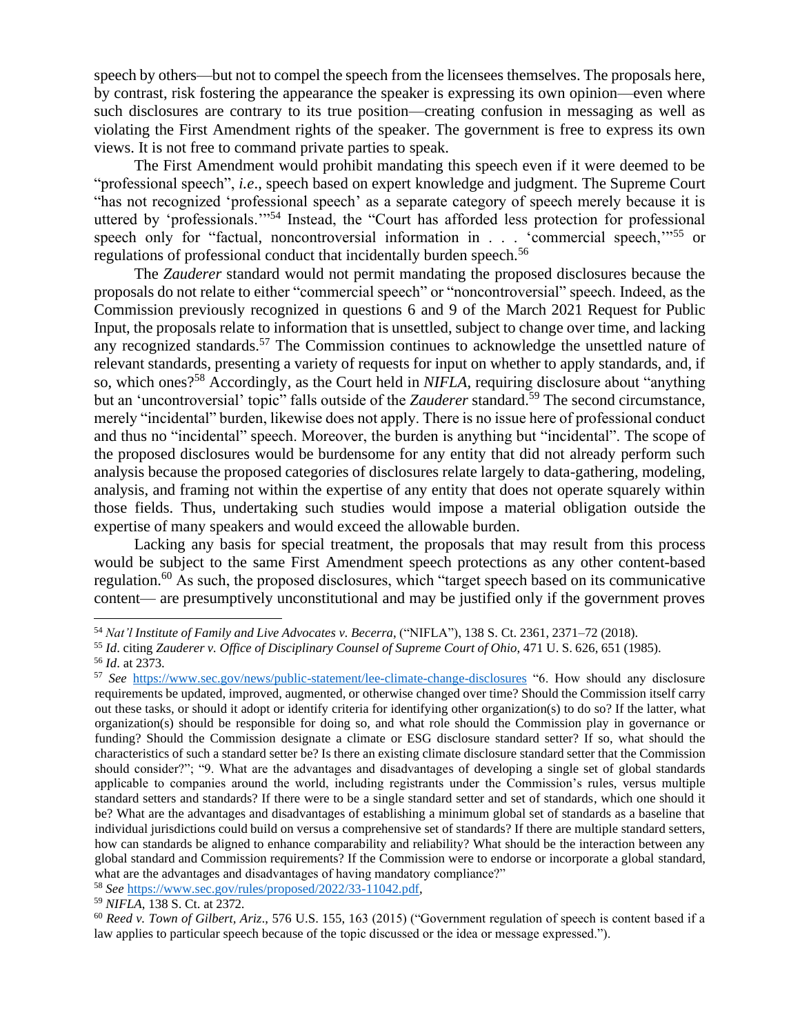speech by others—but not to compel the speech from the licensees themselves. The proposals here, by contrast, risk fostering the appearance the speaker is expressing its own opinion—even where such disclosures are contrary to its true position—creating confusion in messaging as well as violating the First Amendment rights of the speaker. The government is free to express its own views. It is not free to command private parties to speak.

The First Amendment would prohibit mandating this speech even if it were deemed to be "professional speech", *i.e*., speech based on expert knowledge and judgment. The Supreme Court "has not recognized 'professional speech' as a separate category of speech merely because it is uttered by 'professionals.'"[54] Instead, the "Court has afforded less protection for professional speech only for "factual, noncontroversial information in . . . 'commercial speech,'"[55] or regulations of professional conduct that incidentally burden speech.[56]

The *Zauderer* standard would not permit mandating the proposed disclosures because the proposals do not relate to either "commercial speech" or "noncontroversial" speech. Indeed, as the Commission previously recognized in questions 6 and 9 of the March 2021 Request for Public Input, the proposals relate to information that is unsettled, subject to change over time, and lacking any recognized standards.[57] The Commission continues to acknowledge the unsettled nature of relevant standards, presenting a variety of requests for input on whether to apply standards, and, if so, which ones?[58] Accordingly, as the Court held in *NIFLA*, requiring disclosure about "anything but an 'uncontroversial' topic" falls outside of the *Zauderer* standard.[59] The second circumstance, merely "incidental" burden, likewise does not apply. There is no issue here of professional conduct and thus no "incidental" speech. Moreover, the burden is anything but "incidental". The scope of the proposed disclosures would be burdensome for any entity that did not already perform such analysis because the proposed categories of disclosures relate largely to data-gathering, modeling, analysis, and framing not within the expertise of any entity that does not operate squarely within those fields. Thus, undertaking such studies would impose a material obligation outside the expertise of many speakers and would exceed the allowable burden.

Lacking any basis for special treatment, the proposals that may result from this process would be subject to the same First Amendment speech protections as any other content-based regulation.[60] As such, the proposed disclosures, which "target speech based on its communicative content— are presumptively unconstitutional and may be justified only if the government proves

---

[54] *Nat'l Institute of Family and Live Advocates v. Becerra*, ("NIFLA"), 138 S. Ct. 2361, 2371–72 (2018).

[55] *Id*. citing *Zauderer v. Office of Disciplinary Counsel of Supreme Court of Ohio*, 471 U. S. 626, 651 (1985).

[56] *Id*. at 2373.

[57] *See* https://www.sec.gov/news/public-statement/lee-climate-change-disclosures "6. How should any disclosure requirements be updated, improved, augmented, or otherwise changed over time? Should the Commission itself carry out these tasks, or should it adopt or identify criteria for identifying other organization(s) to do so? If the latter, what organization(s) should be responsible for doing so, and what role should the Commission play in governance or funding? Should the Commission designate a climate or ESG disclosure standard setter? If so, what should the characteristics of such a standard setter be? Is there an existing climate disclosure standard setter that the Commission should consider?"; "9. What are the advantages and disadvantages of developing a single set of global standards applicable to companies around the world, including registrants under the Commission's rules, versus multiple standard setters and standards? If there were to be a single standard setter and set of standards, which one should it be? What are the advantages and disadvantages of establishing a minimum global set of standards as a baseline that individual jurisdictions could build on versus a comprehensive set of standards? If there are multiple standard setters, how can standards be aligned to enhance comparability and reliability? What should be the interaction between any global standard and Commission requirements? If the Commission were to endorse or incorporate a global standard, what are the advantages and disadvantages of having mandatory compliance?"

[58] *See* https://www.sec.gov/rules/proposed/2022/33-11042.pdf,

[59] *NIFLA*, 138 S. Ct. at 2372.

[60] *Reed v. Town of Gilbert, Ariz*., 576 U.S. 155, 163 (2015) ("Government regulation of speech is content based if a law applies to particular speech because of the topic discussed or the idea or message expressed.").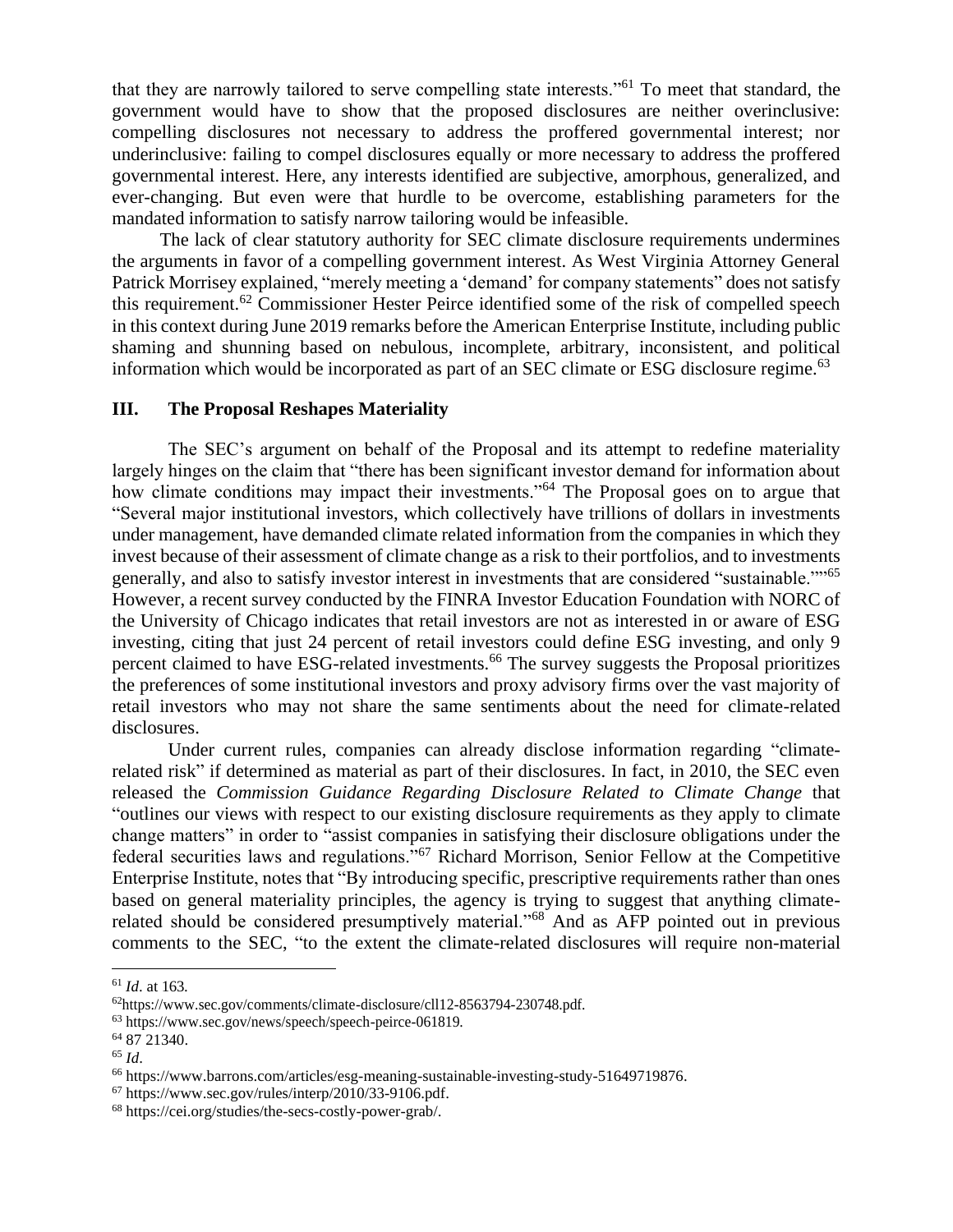that they are narrowly tailored to serve compelling state interests."[61] To meet that standard, the government would have to show that the proposed disclosures are neither overinclusive: compelling disclosures not necessary to address the proffered governmental interest; nor underinclusive: failing to compel disclosures equally or more necessary to address the proffered governmental interest. Here, any interests identified are subjective, amorphous, generalized, and ever-changing. But even were that hurdle to be overcome, establishing parameters for the mandated information to satisfy narrow tailoring would be infeasible.

The lack of clear statutory authority for SEC climate disclosure requirements undermines the arguments in favor of a compelling government interest. As West Virginia Attorney General Patrick Morrisey explained, "merely meeting a 'demand' for company statements" does not satisfy this requirement.[62] Commissioner Hester Peirce identified some of the risk of compelled speech in this context during June 2019 remarks before the American Enterprise Institute, including public shaming and shunning based on nebulous, incomplete, arbitrary, inconsistent, and political information which would be incorporated as part of an SEC climate or ESG disclosure regime.[63]

## III. The Proposal Reshapes Materiality

The SEC's argument on behalf of the Proposal and its attempt to redefine materiality largely hinges on the claim that "there has been significant investor demand for information about how climate conditions may impact their investments."[64] The Proposal goes on to argue that "Several major institutional investors, which collectively have trillions of dollars in investments under management, have demanded climate related information from the companies in which they invest because of their assessment of climate change as a risk to their portfolios, and to investments generally, and also to satisfy investor interest in investments that are considered "sustainable.""[65] However, a recent survey conducted by the FINRA Investor Education Foundation with NORC of the University of Chicago indicates that retail investors are not as interested in or aware of ESG investing, citing that just 24 percent of retail investors could define ESG investing, and only 9 percent claimed to have ESG-related investments.[66] The survey suggests the Proposal prioritizes the preferences of some institutional investors and proxy advisory firms over the vast majority of retail investors who may not share the same sentiments about the need for climate-related disclosures.

Under current rules, companies can already disclose information regarding "climate-related risk" if determined as material as part of their disclosures. In fact, in 2010, the SEC even released the *Commission Guidance Regarding Disclosure Related to Climate Change* that "outlines our views with respect to our existing disclosure requirements as they apply to climate change matters" in order to "assist companies in satisfying their disclosure obligations under the federal securities laws and regulations."[67] Richard Morrison, Senior Fellow at the Competitive Enterprise Institute, notes that "By introducing specific, prescriptive requirements rather than ones based on general materiality principles, the agency is trying to suggest that anything climate-related should be considered presumptively material."[68] And as AFP pointed out in previous comments to the SEC, "to the extent the climate-related disclosures will require non-material

---

[61] *Id*. at 163.

[62] https://www.sec.gov/comments/climate-disclosure/cll12-8563794-230748.pdf.

[63] https://www.sec.gov/news/speech/speech-peirce-061819.

[64] 87 21340.

[65] *Id*.

[66] https://www.barrons.com/articles/esg-meaning-sustainable-investing-study-51649719876.

[67] https://www.sec.gov/rules/interp/2010/33-9106.pdf.

[68] https://cei.org/studies/the-secs-costly-power-grab/.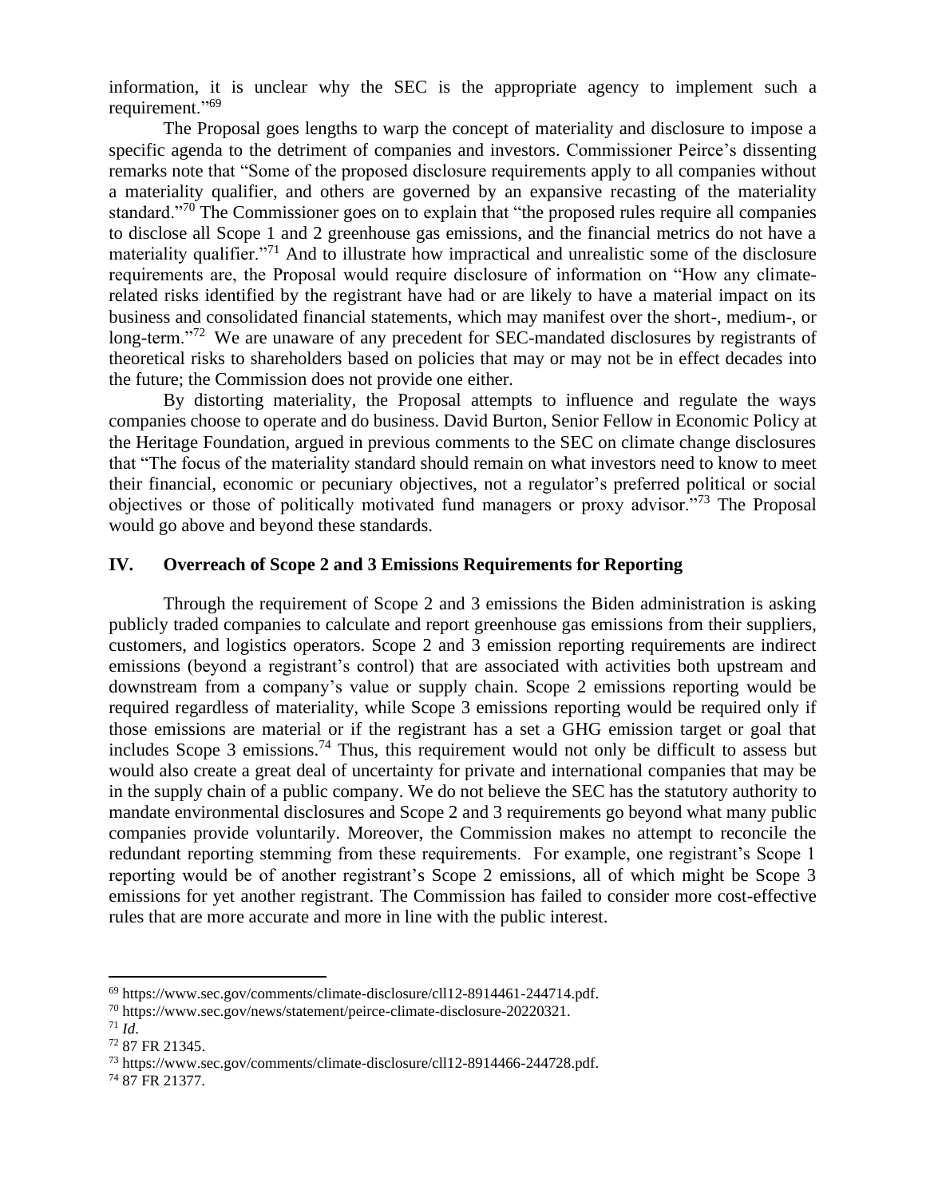information, it is unclear why the SEC is the appropriate agency to implement such a requirement."[69]

The Proposal goes lengths to warp the concept of materiality and disclosure to impose a specific agenda to the detriment of companies and investors. Commissioner Peirce's dissenting remarks note that "Some of the proposed disclosure requirements apply to all companies without a materiality qualifier, and others are governed by an expansive recasting of the materiality standard."[70] The Commissioner goes on to explain that "the proposed rules require all companies to disclose all Scope 1 and 2 greenhouse gas emissions, and the financial metrics do not have a materiality qualifier."[71] And to illustrate how impractical and unrealistic some of the disclosure requirements are, the Proposal would require disclosure of information on "How any climate-related risks identified by the registrant have had or are likely to have a material impact on its business and consolidated financial statements, which may manifest over the short-, medium-, or long-term."[72] We are unaware of any precedent for SEC-mandated disclosures by registrants of theoretical risks to shareholders based on policies that may or may not be in effect decades into the future; the Commission does not provide one either.

By distorting materiality, the Proposal attempts to influence and regulate the ways companies choose to operate and do business. David Burton, Senior Fellow in Economic Policy at the Heritage Foundation, argued in previous comments to the SEC on climate change disclosures that "The focus of the materiality standard should remain on what investors need to know to meet their financial, economic or pecuniary objectives, not a regulator's preferred political or social objectives or those of politically motivated fund managers or proxy advisor."[73] The Proposal would go above and beyond these standards.

## IV. Overreach of Scope 2 and 3 Emissions Requirements for Reporting

Through the requirement of Scope 2 and 3 emissions the Biden administration is asking publicly traded companies to calculate and report greenhouse gas emissions from their suppliers, customers, and logistics operators. Scope 2 and 3 emission reporting requirements are indirect emissions (beyond a registrant's control) that are associated with activities both upstream and downstream from a company's value or supply chain. Scope 2 emissions reporting would be required regardless of materiality, while Scope 3 emissions reporting would be required only if those emissions are material or if the registrant has a set a GHG emission target or goal that includes Scope 3 emissions.[74] Thus, this requirement would not only be difficult to assess but would also create a great deal of uncertainty for private and international companies that may be in the supply chain of a public company. We do not believe the SEC has the statutory authority to mandate environmental disclosures and Scope 2 and 3 requirements go beyond what many public companies provide voluntarily. Moreover, the Commission makes no attempt to reconcile the redundant reporting stemming from these requirements. For example, one registrant's Scope 1 reporting would be of another registrant's Scope 2 emissions, all of which might be Scope 3 emissions for yet another registrant. The Commission has failed to consider more cost-effective rules that are more accurate and more in line with the public interest.

---

[69] https://www.sec.gov/comments/climate-disclosure/cll12-8914461-244714.pdf.

[70] https://www.sec.gov/news/statement/peirce-climate-disclosure-20220321.

[71] *Id*.

[72] 87 FR 21345.

[73] https://www.sec.gov/comments/climate-disclosure/cll12-8914466-244728.pdf.

[74] 87 FR 21377.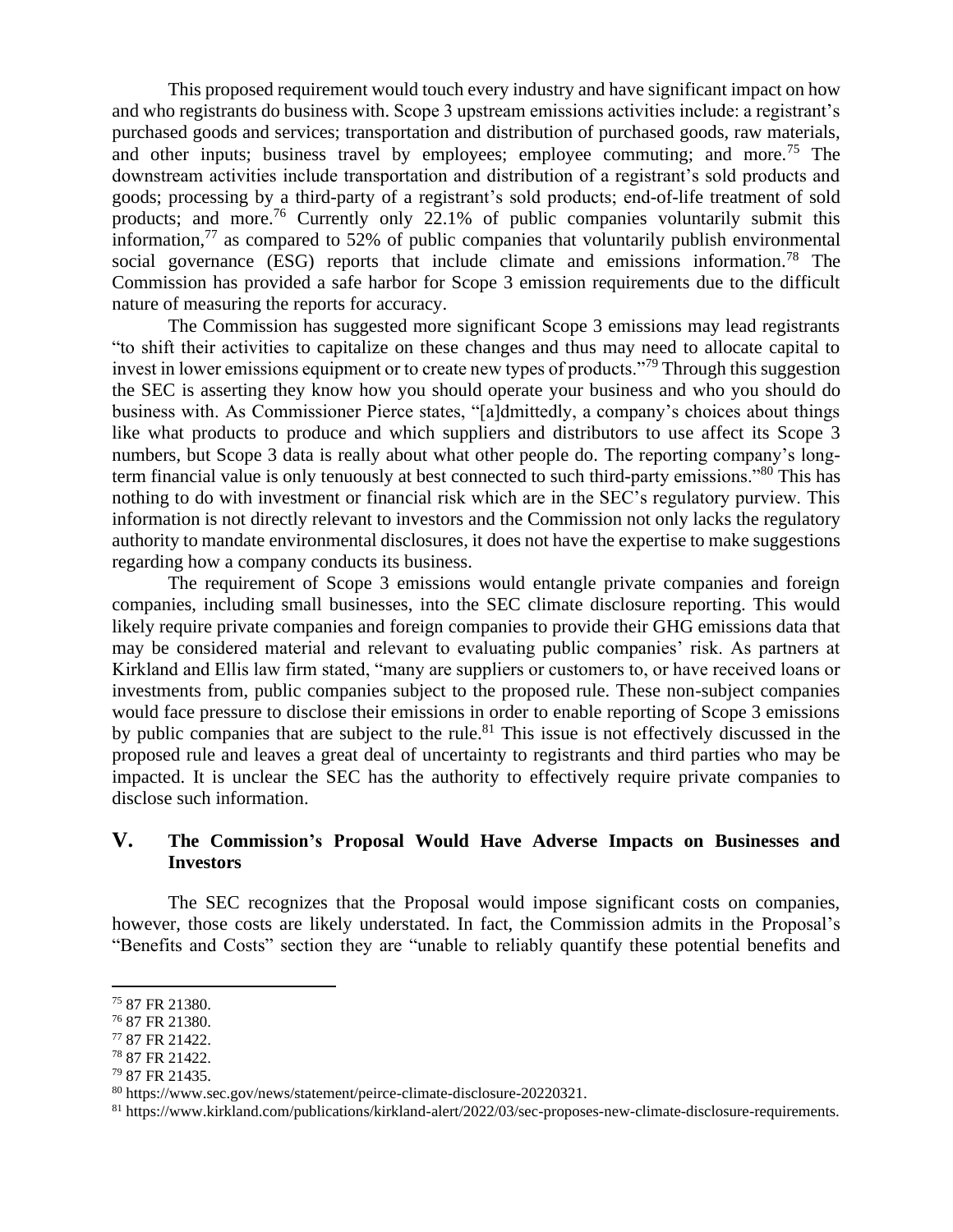This proposed requirement would touch every industry and have significant impact on how and who registrants do business with. Scope 3 upstream emissions activities include: a registrant's purchased goods and services; transportation and distribution of purchased goods, raw materials, and other inputs; business travel by employees; employee commuting; and more.[75] The downstream activities include transportation and distribution of a registrant's sold products and goods; processing by a third-party of a registrant's sold products; end-of-life treatment of sold products; and more.[76] Currently only 22.1% of public companies voluntarily submit this information,[77] as compared to 52% of public companies that voluntarily publish environmental social governance (ESG) reports that include climate and emissions information.[78] The Commission has provided a safe harbor for Scope 3 emission requirements due to the difficult nature of measuring the reports for accuracy.

The Commission has suggested more significant Scope 3 emissions may lead registrants "to shift their activities to capitalize on these changes and thus may need to allocate capital to invest in lower emissions equipment or to create new types of products."[79] Through this suggestion the SEC is asserting they know how you should operate your business and who you should do business with. As Commissioner Pierce states, "[a]dmittedly, a company's choices about things like what products to produce and which suppliers and distributors to use affect its Scope 3 numbers, but Scope 3 data is really about what other people do. The reporting company's long-term financial value is only tenuously at best connected to such third-party emissions."[80] This has nothing to do with investment or financial risk which are in the SEC's regulatory purview. This information is not directly relevant to investors and the Commission not only lacks the regulatory authority to mandate environmental disclosures, it does not have the expertise to make suggestions regarding how a company conducts its business.

The requirement of Scope 3 emissions would entangle private companies and foreign companies, including small businesses, into the SEC climate disclosure reporting. This would likely require private companies and foreign companies to provide their GHG emissions data that may be considered material and relevant to evaluating public companies' risk. As partners at Kirkland and Ellis law firm stated, "many are suppliers or customers to, or have received loans or investments from, public companies subject to the proposed rule. These non-subject companies would face pressure to disclose their emissions in order to enable reporting of Scope 3 emissions by public companies that are subject to the rule.[81] This issue is not effectively discussed in the proposed rule and leaves a great deal of uncertainty to registrants and third parties who may be impacted. It is unclear the SEC has the authority to effectively require private companies to disclose such information.

## V. The Commission's Proposal Would Have Adverse Impacts on Businesses and Investors

The SEC recognizes that the Proposal would impose significant costs on companies, however, those costs are likely understated. In fact, the Commission admits in the Proposal's "Benefits and Costs" section they are "unable to reliably quantify these potential benefits and

---

[75] 87 FR 21380.

[76] 87 FR 21380.

[77] 87 FR 21422.

[78] 87 FR 21422.

[79] 87 FR 21435.

[80] https://www.sec.gov/news/statement/peirce-climate-disclosure-20220321.

[81] https://www.kirkland.com/publications/kirkland-alert/2022/03/sec-proposes-new-climate-disclosure-requirements.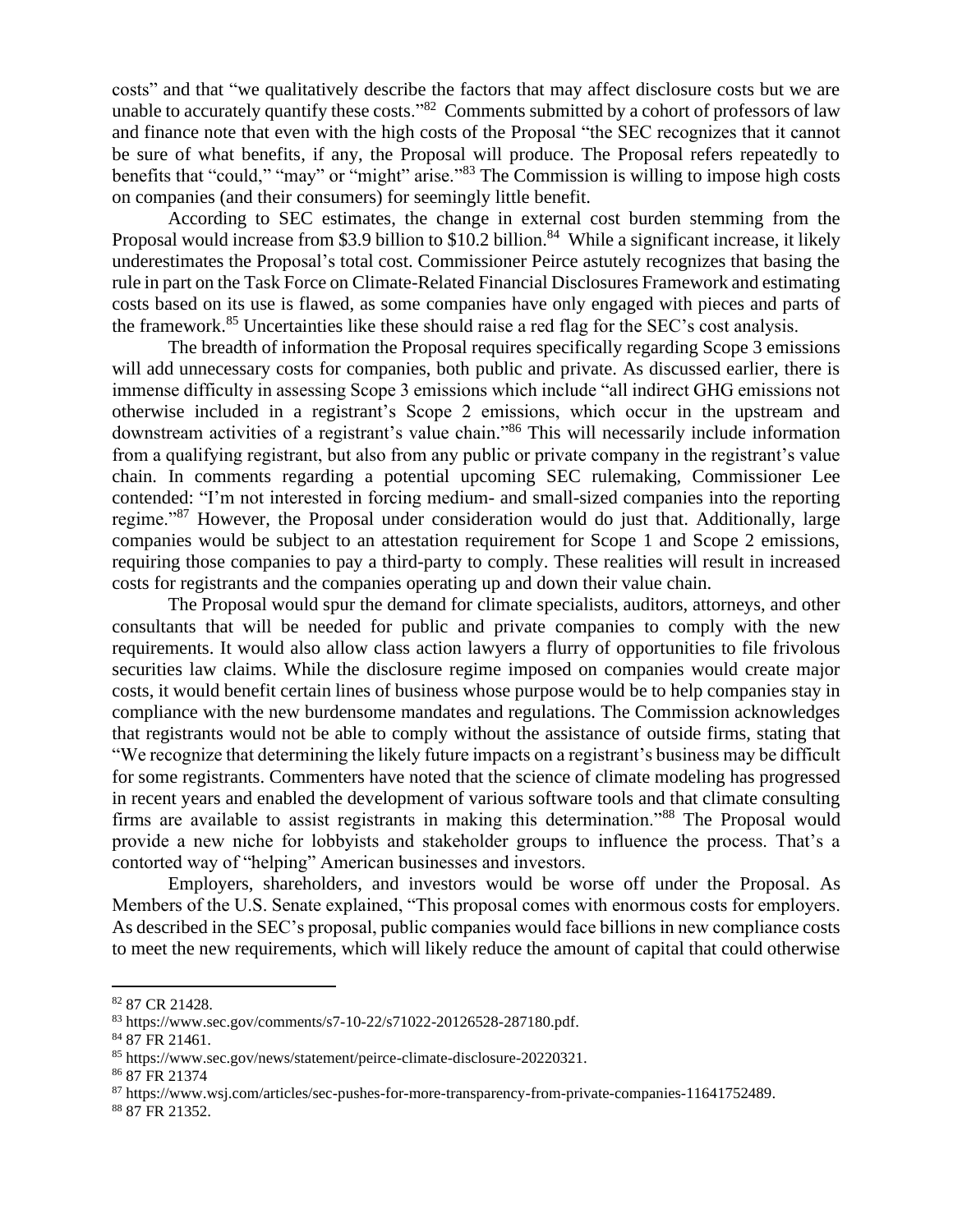costs" and that "we qualitatively describe the factors that may affect disclosure costs but we are unable to accurately quantify these costs."[82] Comments submitted by a cohort of professors of law and finance note that even with the high costs of the Proposal "the SEC recognizes that it cannot be sure of what benefits, if any, the Proposal will produce. The Proposal refers repeatedly to benefits that "could," "may" or "might" arise."[83] The Commission is willing to impose high costs on companies (and their consumers) for seemingly little benefit.

According to SEC estimates, the change in external cost burden stemming from the Proposal would increase from $3.9 billion to $10.2 billion.[84] While a significant increase, it likely underestimates the Proposal's total cost. Commissioner Peirce astutely recognizes that basing the rule in part on the Task Force on Climate-Related Financial Disclosures Framework and estimating costs based on its use is flawed, as some companies have only engaged with pieces and parts of the framework.[85] Uncertainties like these should raise a red flag for the SEC's cost analysis.

The breadth of information the Proposal requires specifically regarding Scope 3 emissions will add unnecessary costs for companies, both public and private. As discussed earlier, there is immense difficulty in assessing Scope 3 emissions which include "all indirect GHG emissions not otherwise included in a registrant's Scope 2 emissions, which occur in the upstream and downstream activities of a registrant's value chain."[86] This will necessarily include information from a qualifying registrant, but also from any public or private company in the registrant's value chain. In comments regarding a potential upcoming SEC rulemaking, Commissioner Lee contended: "I'm not interested in forcing medium- and small-sized companies into the reporting regime."[87] However, the Proposal under consideration would do just that. Additionally, large companies would be subject to an attestation requirement for Scope 1 and Scope 2 emissions, requiring those companies to pay a third-party to comply. These realities will result in increased costs for registrants and the companies operating up and down their value chain.

The Proposal would spur the demand for climate specialists, auditors, attorneys, and other consultants that will be needed for public and private companies to comply with the new requirements. It would also allow class action lawyers a flurry of opportunities to file frivolous securities law claims. While the disclosure regime imposed on companies would create major costs, it would benefit certain lines of business whose purpose would be to help companies stay in compliance with the new burdensome mandates and regulations. The Commission acknowledges that registrants would not be able to comply without the assistance of outside firms, stating that "We recognize that determining the likely future impacts on a registrant's business may be difficult for some registrants. Commenters have noted that the science of climate modeling has progressed in recent years and enabled the development of various software tools and that climate consulting firms are available to assist registrants in making this determination."[88] The Proposal would provide a new niche for lobbyists and stakeholder groups to influence the process. That's a contorted way of "helping" American businesses and investors.

Employers, shareholders, and investors would be worse off under the Proposal. As Members of the U.S. Senate explained, "This proposal comes with enormous costs for employers. As described in the SEC's proposal, public companies would face billions in new compliance costs to meet the new requirements, which will likely reduce the amount of capital that could otherwise

---

[82] 87 CR 21428.

[83] https://www.sec.gov/comments/s7-10-22/s71022-20126528-287180.pdf.

[84] 87 FR 21461.

[85] https://www.sec.gov/news/statement/peirce-climate-disclosure-20220321.

[86] 87 FR 21374

[87] https://www.wsj.com/articles/sec-pushes-for-more-transparency-from-private-companies-11641752489.

[88] 87 FR 21352.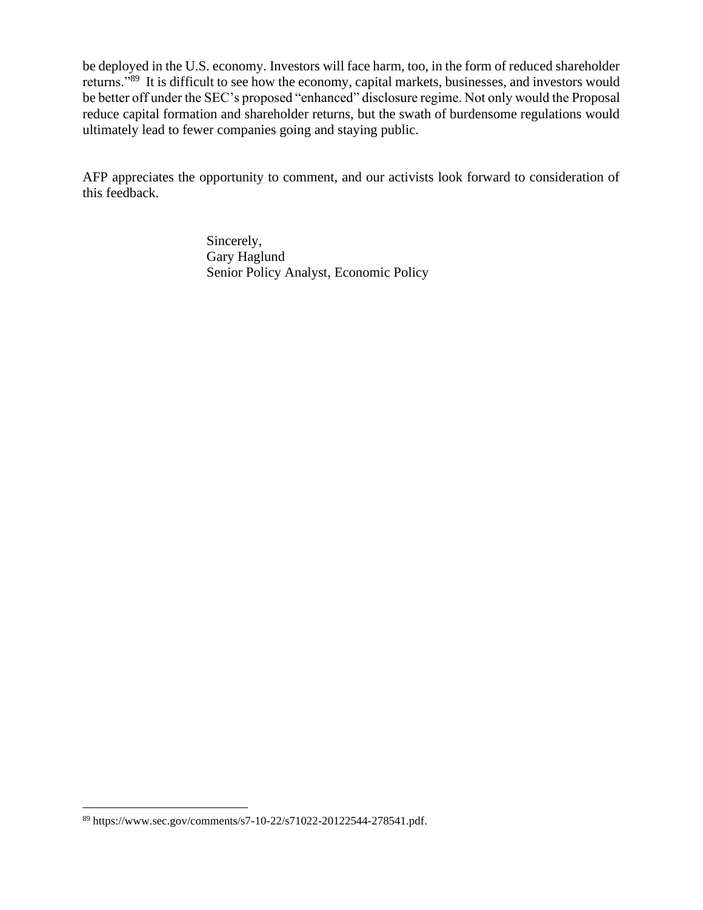be deployed in the U.S. economy. Investors will face harm, too, in the form of reduced shareholder returns."[89] It is difficult to see how the economy, capital markets, businesses, and investors would be better off under the SEC's proposed "enhanced" disclosure regime. Not only would the Proposal reduce capital formation and shareholder returns, but the swath of burdensome regulations would ultimately lead to fewer companies going and staying public.

AFP appreciates the opportunity to comment, and our activists look forward to consideration of this feedback.

Sincerely,
Gary Haglund
Senior Policy Analyst, Economic Policy

---

[89] https://www.sec.gov/comments/s7-10-22/s71022-20122544-278541.pdf.